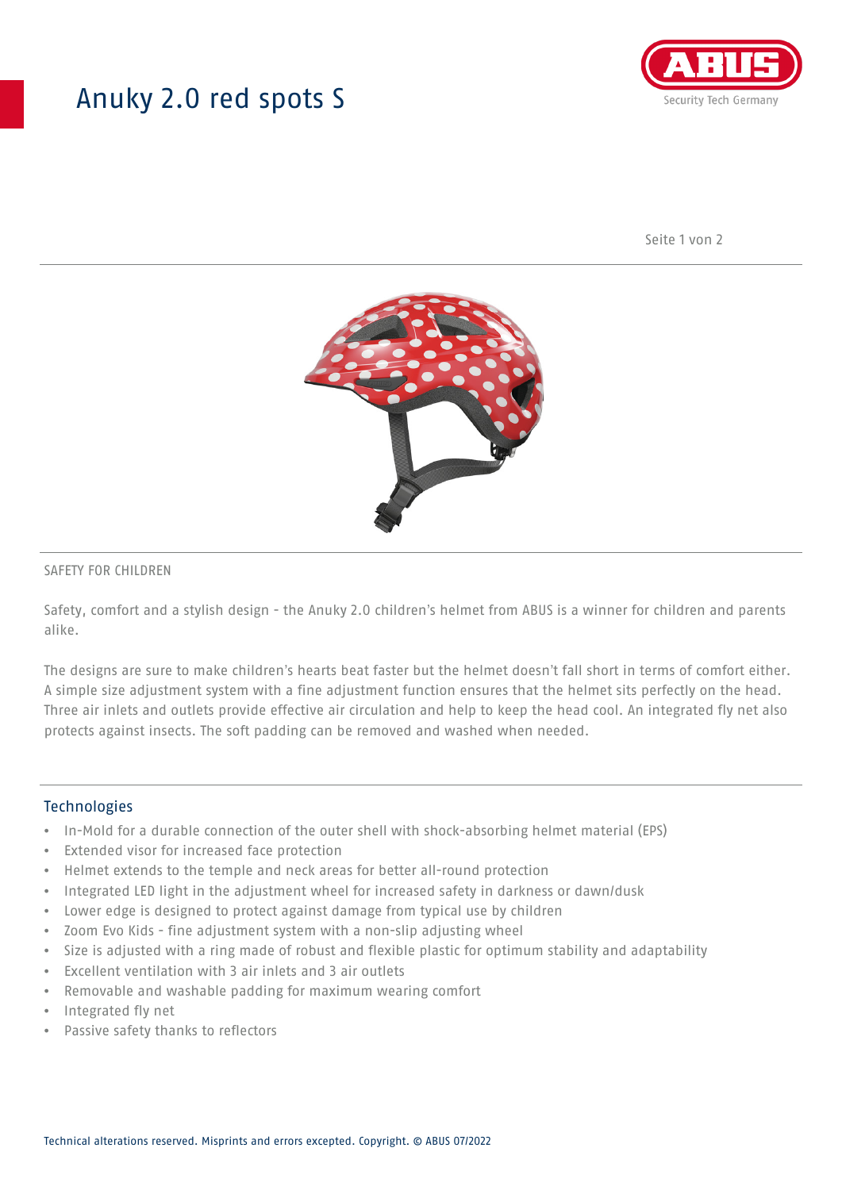# Anuky 2.0 red spots S

SAFETY FOR CHILDREN

Safety, comfort and a stylish design - the Anuky 2.0 children's helmet from ABUS is a winner for children and parents alike.

The designs are sure to make children's hearts beat faster but the helmet doesn't fall short in terms of comfort either. A simple size adjustment system with a fine adjustment function ensures that the helmet sits perfectly on the head. Three air inlets and outlets provide effective air circulation and help to keep the head cool. An integrated fly net also protects against insects. The soft padding can be removed and washed when needed.

## Technologies

- In-Mold for a durable connection of the outer shell with shock-absorbing helmet material (EPS)
- Extended visor for increased face protection
- Helmet extends to the temple and neck areas for better all-round protection
- Integrated LED light in the adjustment wheel for increased safety in darkness or dawn/dusk
- Lower edge is designed to protect against damage from typical use by children
- Zoom Evo Kids - fine adjustment system with a non-slip adjusting wheel
- Size is adjusted with a ring made of robust and flexible plastic for optimum stability and adaptability
- Excellent ventilation with 3 air inlets and 3 air outlets
- Removable and washable padding for maximum wearing comfort
- Integrated fly net
- Passive safety thanks to reflectors

Technical alterations reserved. Misprints and errors excepted. Copyright. © ABUS 07/2022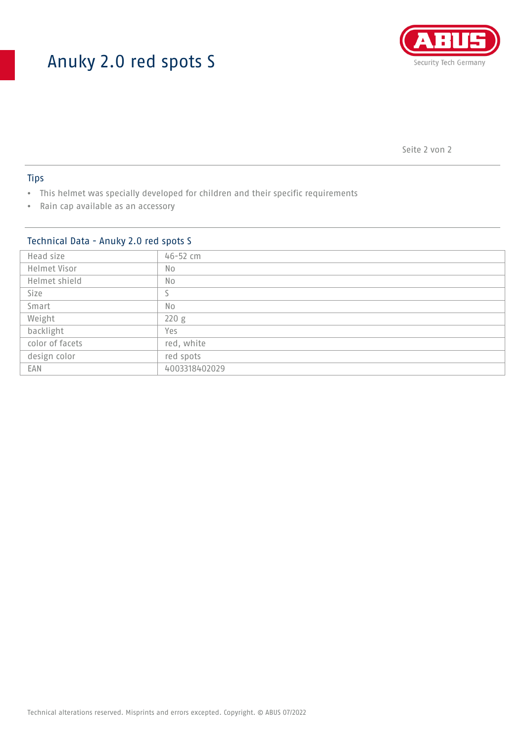# Anuky 2.0 red spots S

## Tips

- This helmet was specially developed for children and their specific requirements
- Rain cap available as an accessory

## Technical Data - Anuky 2.0 red spots S

| | |
|---|---|
| Head size | 46-52 cm |
| Helmet Visor | No |
| Helmet shield | No |
| Size | S |
| Smart | No |
| Weight | 220 g |
| backlight | Yes |
| color of facets | red, white |
| design color | red spots |
| EAN | 4003318402029 |

Technical alterations reserved. Misprints and errors excepted. Copyright. © ABUS 07/2022